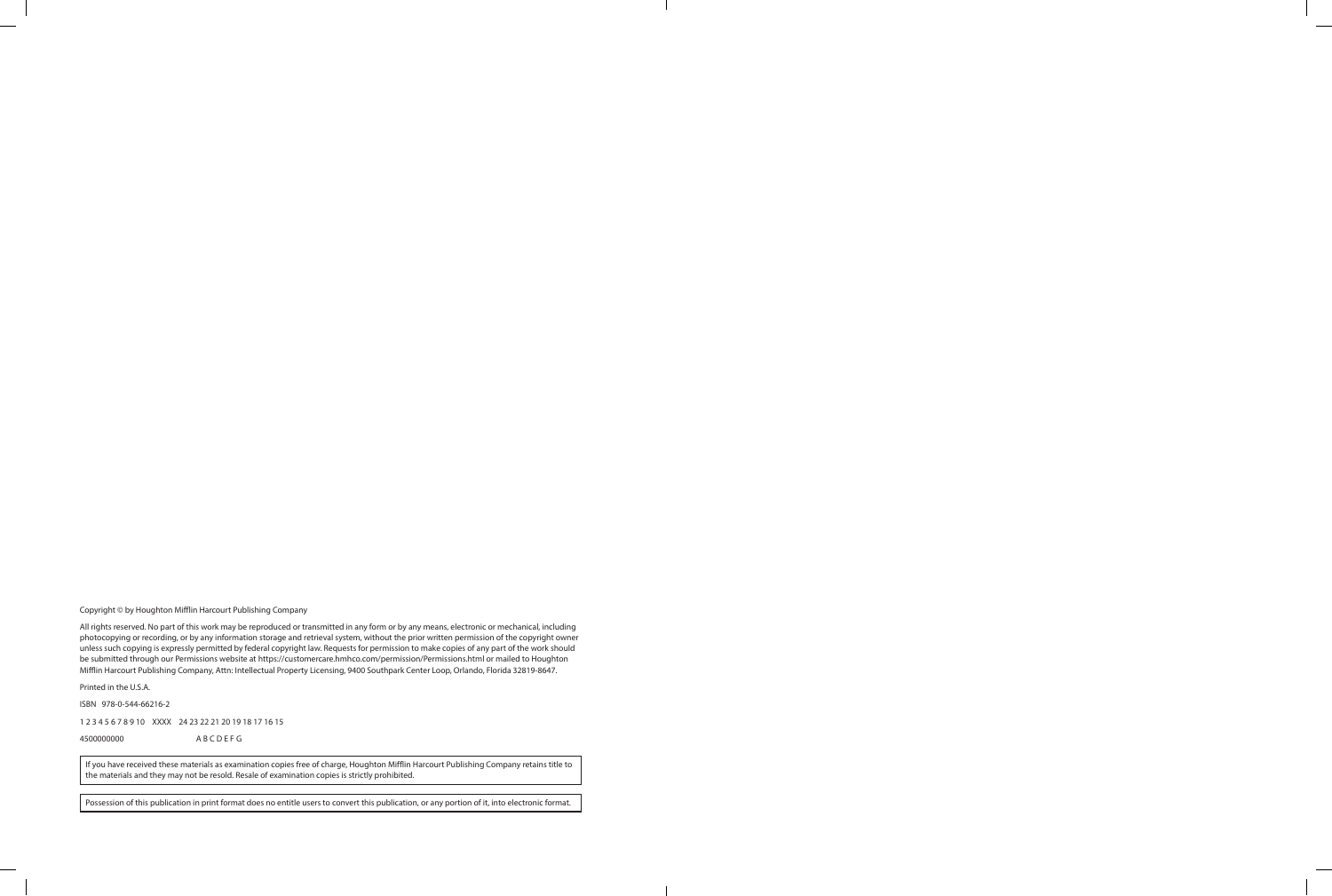Copyright © by Houghton Mifflin Harcourt Publishing Company

All rights reserved. No part of this work may be reproduced or transmitted in any form or by any means, electronic or mechanical, including photocopying or recording, or by any information storage and retrieval system, without the prior written permission of the copyright owner unless such copying is expressly permitted by federal copyright law. Requests for permission to make copies of any part of the work should be submitted through our Permissions website at https://customercare.hmhco.com/permission/Permissions.html or mailed to Houghton Mifflin Harcourt Publishing Company, Attn: Intellectual Property Licensing, 9400 Southpark Center Loop, Orlando, Florida 32819-8647.

Printed in the U.S.A.

ISBN 978-0-544-66216-2

1 2 3 4 5 6 7 8 9 10 XXXX 24 23 22 21 20 19 18 17 16 15

4500000000 A B C D E F G

If you have received these materials as examination copies free of charge, Houghton Mifflin Harcourt Publishing Company retains title to the materials and they may not be resold. Resale of examination copies is strictly prohibited.

Possession of this publication in print format does no entitle users to convert this publication, or any portion of it, into electronic format.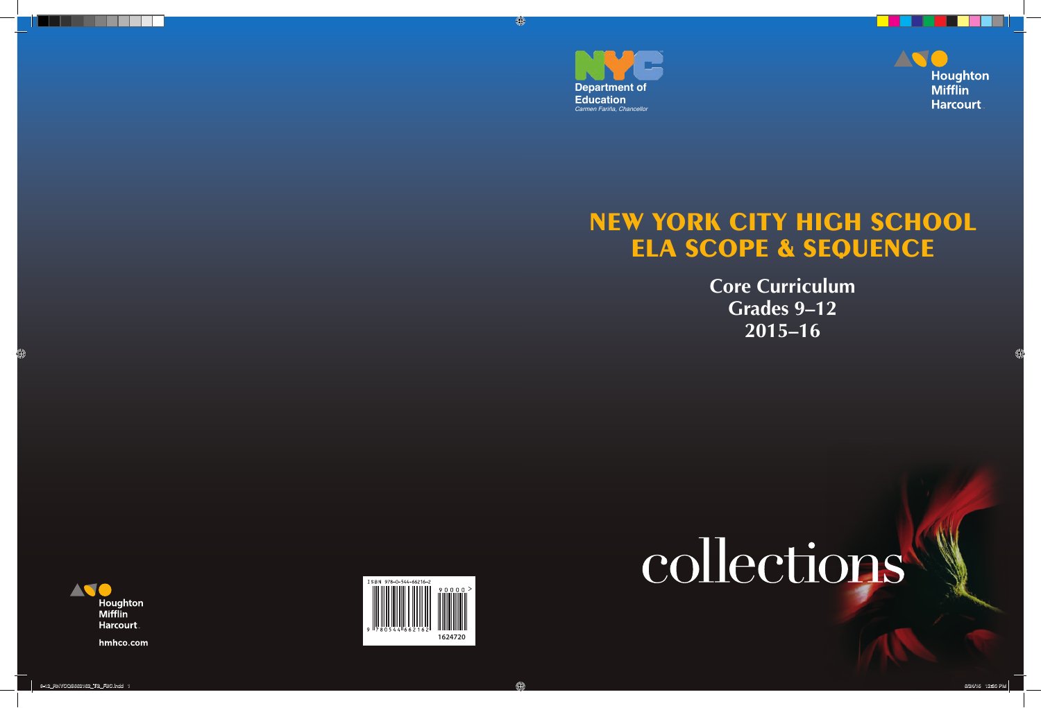Department of Education

Carmen Fariña, Chancellor

Houghton Mifflin Harcourt

# NEW YORK CITY HIGH SCHOOL ELA SCOPE & SEQUENCE

## Core Curriculum
## Grades 9–12
## 2015–16

collections

Houghton Mifflin Harcourt

hmhco.com

ISBN 978-0-544-66216-2

90000

9 780544 662162

1624720